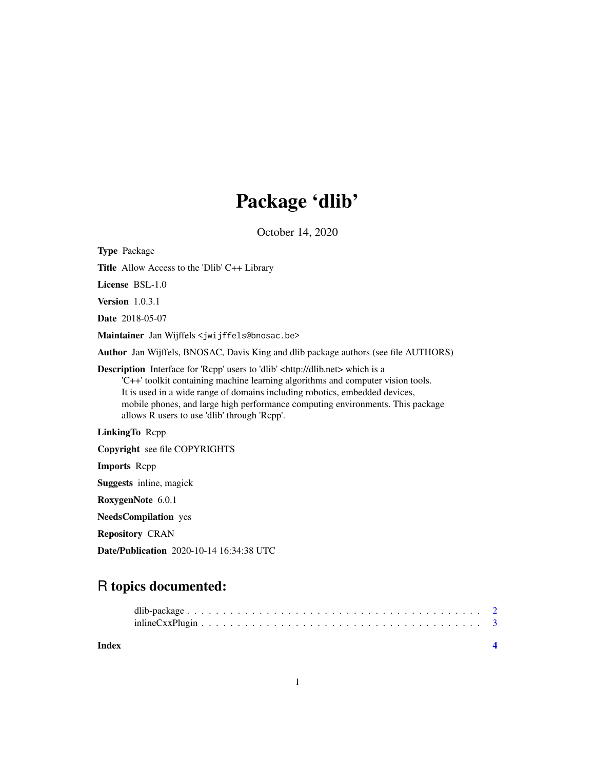# Package 'dlib'

October 14, 2020

**Type** Package

**Title** Allow Access to the 'Dlib' C++ Library

**License** BSL-1.0

**Version** 1.0.3.1

**Date** 2018-05-07

**Maintainer** Jan Wijffels <jwijffels@bnosac.be>

**Author** Jan Wijffels, BNOSAC, Davis King and dlib package authors (see file AUTHORS)

**Description** Interface for 'Rcpp' users to 'dlib' <http://dlib.net> which is a 'C++' toolkit containing machine learning algorithms and computer vision tools. It is used in a wide range of domains including robotics, embedded devices, mobile phones, and large high performance computing environments. This package allows R users to use 'dlib' through 'Rcpp'.

**LinkingTo** Rcpp

**Copyright** see file COPYRIGHTS

**Imports** Rcpp

**Suggests** inline, magick

**RoxygenNote** 6.0.1

**NeedsCompilation** yes

**Repository** CRAN

**Date/Publication** 2020-10-14 16:34:38 UTC

## R topics documented:

dlib-package . . . . . . . . . . . . . . . . . . . . . . . . . . . . . . . . . . . . . . . . 2
inlineCxxPlugin . . . . . . . . . . . . . . . . . . . . . . . . . . . . . . . . . . . . . . 3

**Index** **4**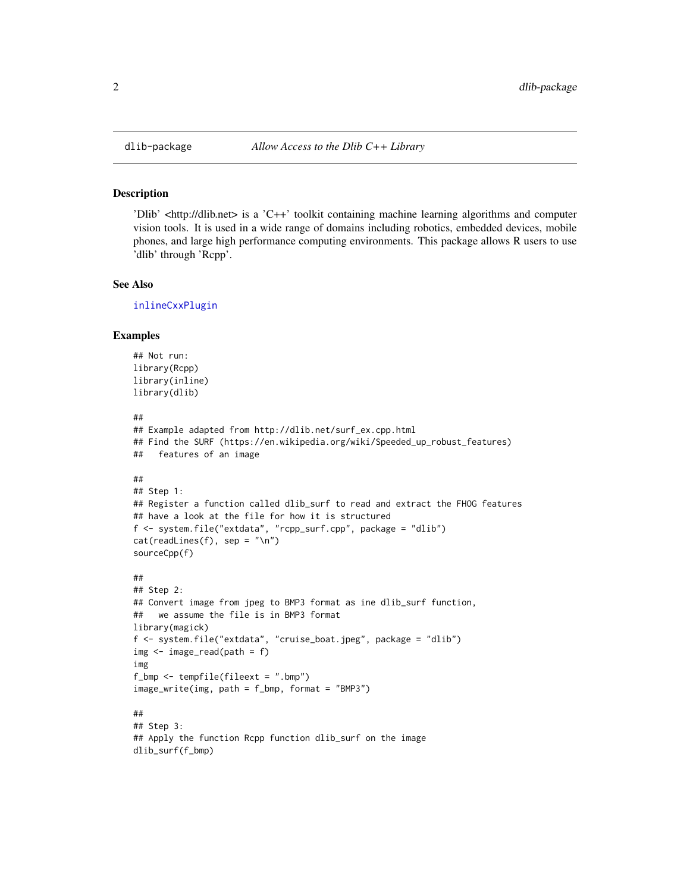dlib-package *Allow Access to the Dlib C++ Library*

## Description

'Dlib' <http://dlib.net> is a 'C++' toolkit containing machine learning algorithms and computer vision tools. It is used in a wide range of domains including robotics, embedded devices, mobile phones, and large high performance computing environments. This package allows R users to use 'dlib' through 'Rcpp'.

## See Also

inlineCxxPlugin

## Examples

```
## Not run:
library(Rcpp)
library(inline)
library(dlib)

##
## Example adapted from http://dlib.net/surf_ex.cpp.html
## Find the SURF (https://en.wikipedia.org/wiki/Speeded_up_robust_features)
##   features of an image

##
## Step 1:
## Register a function called dlib_surf to read and extract the FHOG features
## have a look at the file for how it is structured
f <- system.file("extdata", "rcpp_surf.cpp", package = "dlib")
cat(readLines(f), sep = "\n")
sourceCpp(f)

##
## Step 2:
## Convert image from jpeg to BMP3 format as ine dlib_surf function,
##   we assume the file is in BMP3 format
library(magick)
f <- system.file("extdata", "cruise_boat.jpeg", package = "dlib")
img <- image_read(path = f)
img
f_bmp <- tempfile(fileext = ".bmp")
image_write(img, path = f_bmp, format = "BMP3")

##
## Step 3:
## Apply the function Rcpp function dlib_surf on the image
dlib_surf(f_bmp)
```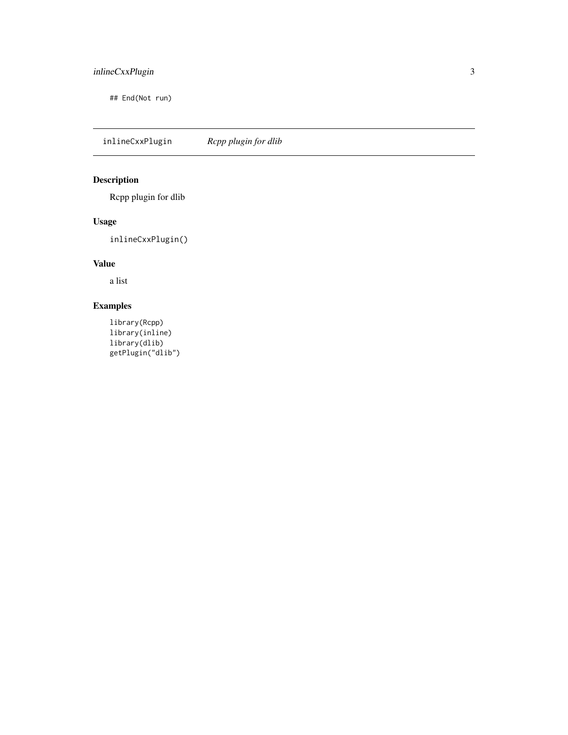```
## End(Not run)
```

## inlineCxxPlugin *Rcpp plugin for dlib*

### Description

Rcpp plugin for dlib

### Usage

```
inlineCxxPlugin()
```

### Value

a list

### Examples

```
library(Rcpp)
library(inline)
library(dlib)
getPlugin("dlib")
```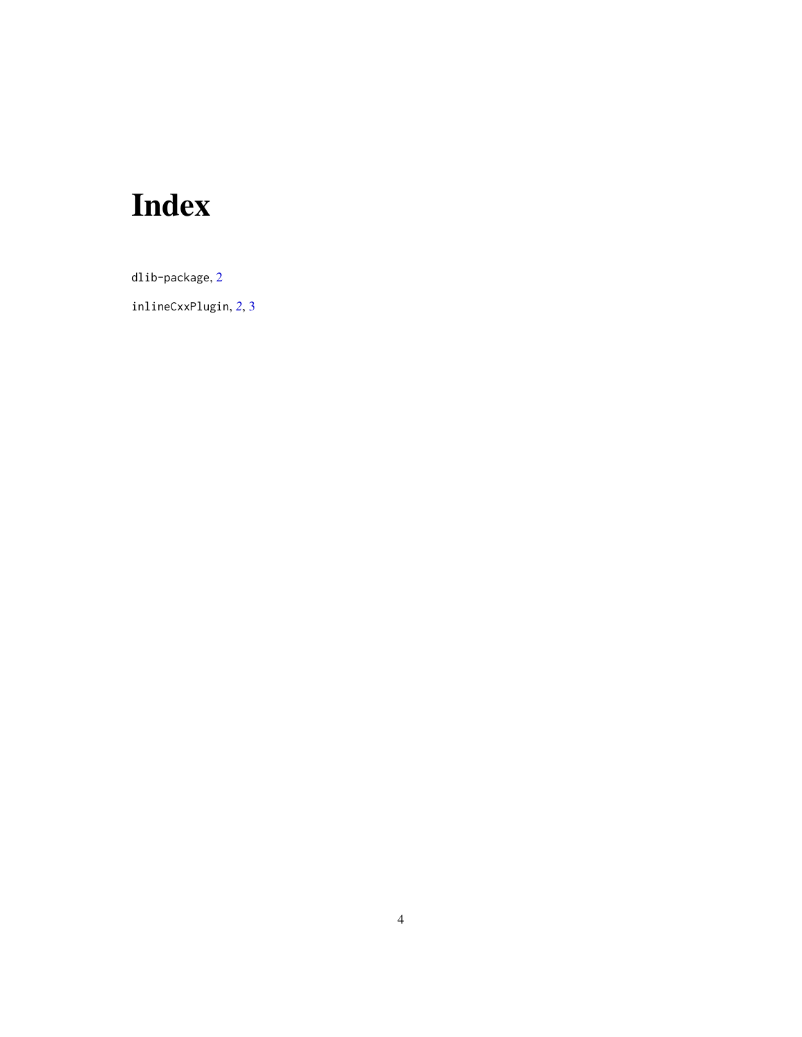# Index

dlib-package, 2

inlineCxxPlugin, *2*, 3